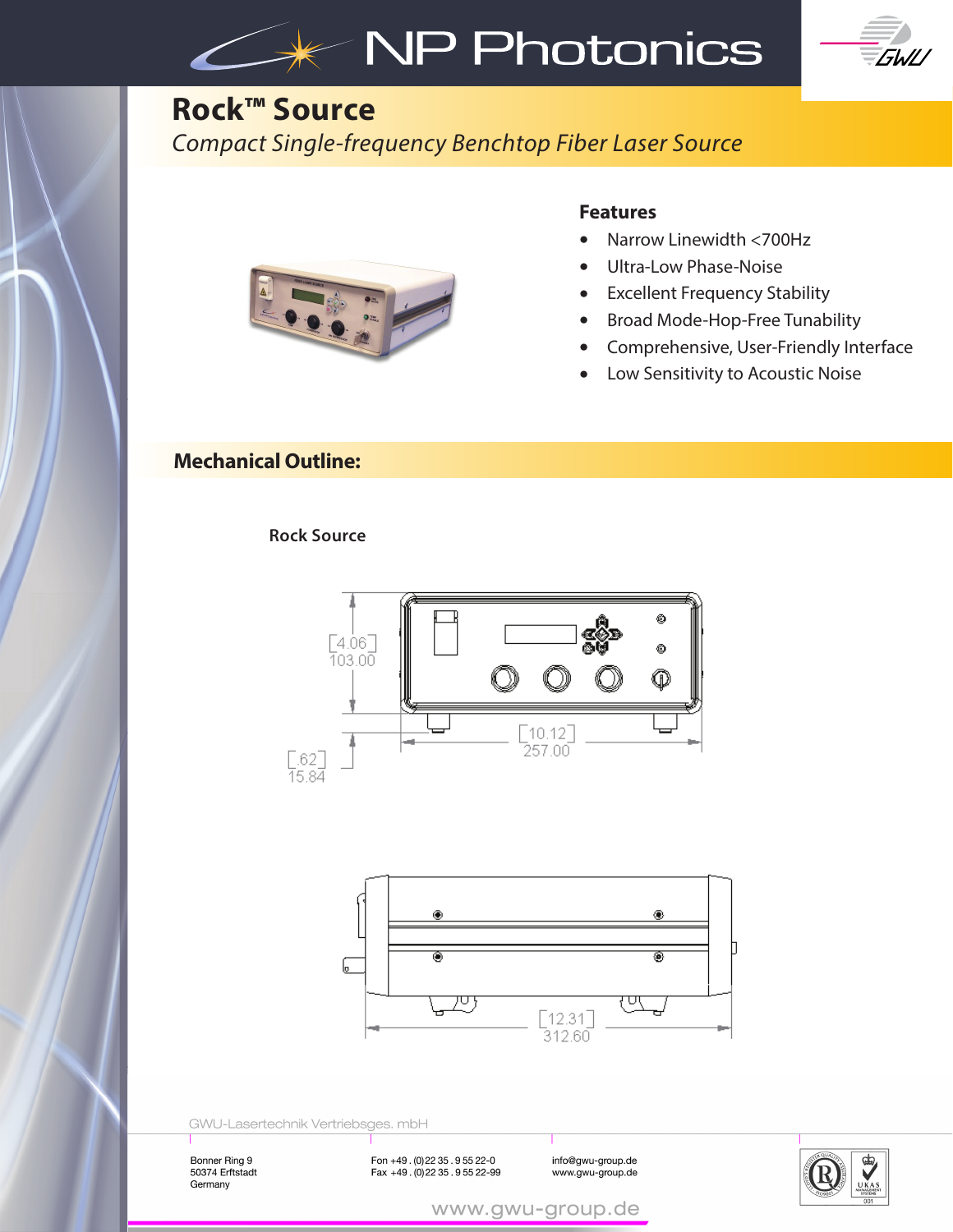# Rock™ Source

*Compact Single-frequency Benchtop Fiber Laser Source*

## Features

- Narrow Linewidth <700Hz
- Ultra-Low Phase-Noise
- Excellent Frequency Stability
- Broad Mode-Hop-Free Tunability
- Comprehensive, User-Friendly Interface
- Low Sensitivity to Acoustic Noise

## Mechanical Outline:

### Rock Source

[4.06]
103.00

[10.12]
257.00

[.62]
15.84

[12.31]
312.60

GWU-Lasertechnik Vertriebsges. mbH

Bonner Ring 9
50374 Erftstadt
Germany

Fon +49 . (0)22 35 . 9 55 22-0
Fax +49 . (0)22 35 . 9 55 22-99

info@gwu-group.de
www.gwu-group.de

www.gwu-group.de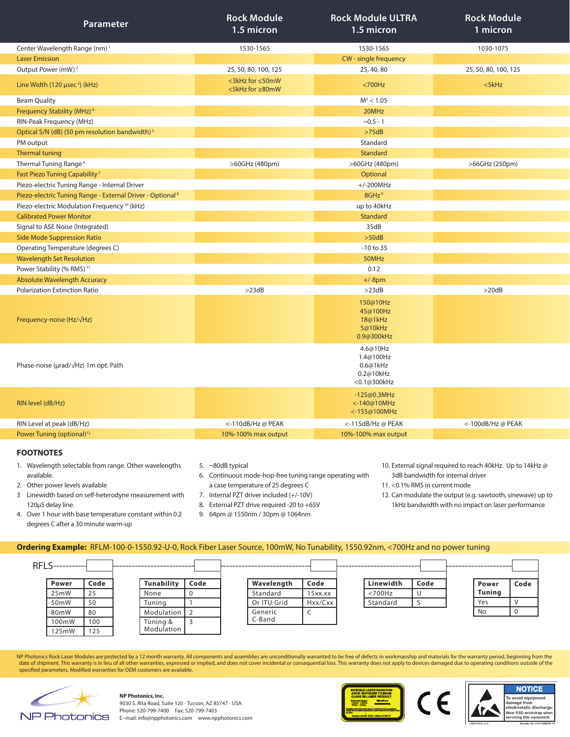| Parameter | Rock Module 1.5 micron | Rock Module ULTRA 1.5 micron | Rock Module 1 micron |
|---|---|---|---|
| Center Wavelength Range (nm) [1] | 1530-1565 | 1530-1565 | 1030-1075 |
| Laser Emission | | CW - single frequency | |
| Output Power (mW) [2] | 25, 50, 80, 100, 125 | 25, 40, 80 | 25, 50, 80, 100, 125 |
| Line Width (120 µsec [3]) (kHz) | <3kHz for ≤50mW <5kHz for ≥80mW | <700Hz | <5kHz |
| Beam Quality | | $M^2 < 1.05$ | |
| Frequency Stability (MHz) [4] | | 20MHz | |
| RIN-Peak Frequency (MHz) | | ~0.5 - 1 | |
| Optical S/N (dB) (50 pm resolution bandwidth) [5] | | >75dB | |
| PM output | | Standard | |
| Thermal tuning | | Standard | |
| Thermal Tuning Range [6] | >60GHz (480pm) | >60GHz (480pm) | >66GHz (250pm) |
| Fast Piezo Tuning Capability [7] | | Optional | |
| Piezo-electric Tuning Range - Internal Driver | | +/-200MHz | |
| Piezo-electric Tuning Range - External Driver - Optional [8] | | 8GHz [9] | |
| Piezo-electric Modulation Frequency [10] (kHz) | | up to 40kHz | |
| Calibrated Power Monitor | | Standard | |
| Signal to ASE Noise (Integrated) | | 35dB | |
| Side Mode Suppression Ratio | | >50dB | |
| Operating Temperature (degrees C) | | -10 to 35 | |
| Wavelength Set Resolution | | 50MHz | |
| Power Stability (% RMS) [11] | | 0.12 | |
| Absolute Wavelength Accuracy | | +/-8pm | |
| Polarization Extinction Ratio | >23dB | >23dB | >20dB |
| Frequency-noise (Hz/√Hz) | | 150@10Hz 45@100Hz 18@1kHz 5@10kHz 0.9@300kHz | |
| Phase-noise (µrad/√Hz) 1m opt. Path | | 4.6@10Hz 1.4@100Hz 0.6@1kHz 0.2@10kHz <0.1@300kHz | |
| RIN level (dB/Hz) | | -125@0.3MHz <-140@10MHz <-155@100MHz | |
| RIN Level at peak (dB/Hz) | <-110dB/Hz @ PEAK | <-115dB/Hz @ PEAK | <-100dB/Hz @ PEAK |
| Power Tuning (optional) [12] | 10%-100% max output | 10%-100% max output | |

## FOOTNOTES

1. Wavelength selectable from range. Other wavelengths available.
2. Other power levels available
3. Linewidth based on self-heterodyne measurement with 120µS delay line.
4. Over 1 hour with base temperature constant within 0.2 degrees C after a 30 minute warm-up
5. ~80dB typical
6. Continuous mode-hop-free tuning range operating with a case temperature of 25 degrees C
7. Internal PZT driver included (+/-10V)
8. External PZT drive required -20 to +65V
9. 64pm @ 1550nm / 30pm @ 1064nm
10. External signal required to reach 40kHz. Up to 14kHz @ 3dB bandwidth for internal driver
11. <0.1% RMS in current mode
12. Can modulate the output (e.g. sawtooth, sinewave) up to 1kHz bandwidth with no impact on laser performance

**Ordering Example:** RFLM-100-0-1550.92-U-0, Rock Fiber Laser Source, 100mW, No Tunability, 1550.92nm, <700Hz and no power tuning

RFLS-[ ]-[ ]-[ ]-[ ]-[ ]

| Power | Code |
|---|---|
| 25mW | 25 |
| 50mW | 50 |
| 80mW | 80 |
| 100mW | 100 |
| 125mW | 125 |

| Tunability | Code |
|---|---|
| None | 0 |
| Tuning | 1 |
| Modulation | 2 |
| Tuning & Modulation | 3 |

| Wavelength | Code |
|---|---|
| Standard | 15xx.xx |
| Or ITU Grid | Hxx/Cxx |
| Generic C-Band | C |

| Linewidth | Code |
|---|---|
| <700Hz | U |
| Standard | S |

| Power Tuning | Code |
|---|---|
| Yes | V |
| No | 0 |

NP Photonics Rock Laser Modules are protected by a 12 month warranty. All components and assemblies are unconditionally warranted to be free of defects in workmanship and materials for the warranty period, beginning from the date of shipment. This warranty is in lieu of all other warranties, expressed or implied, and does not cover incidental or consequential loss. This warranty does not apply to devices damaged due to operating conditions outside of the specified parameters. Modified warranties for OEM customers are available.

**NP Photonics, Inc.**
9030 S. Rita Road, Suite 120 - Tucson, AZ 85747 - USA
Phone: 520-799-7400 Fax: 520-799-7403
E--mail: info@npphotonics.com www.npphotonics.com

NOTICE
To avoid equipment damage from electrostatic discharge: Wear ESD wristrap when servicing this equipment.